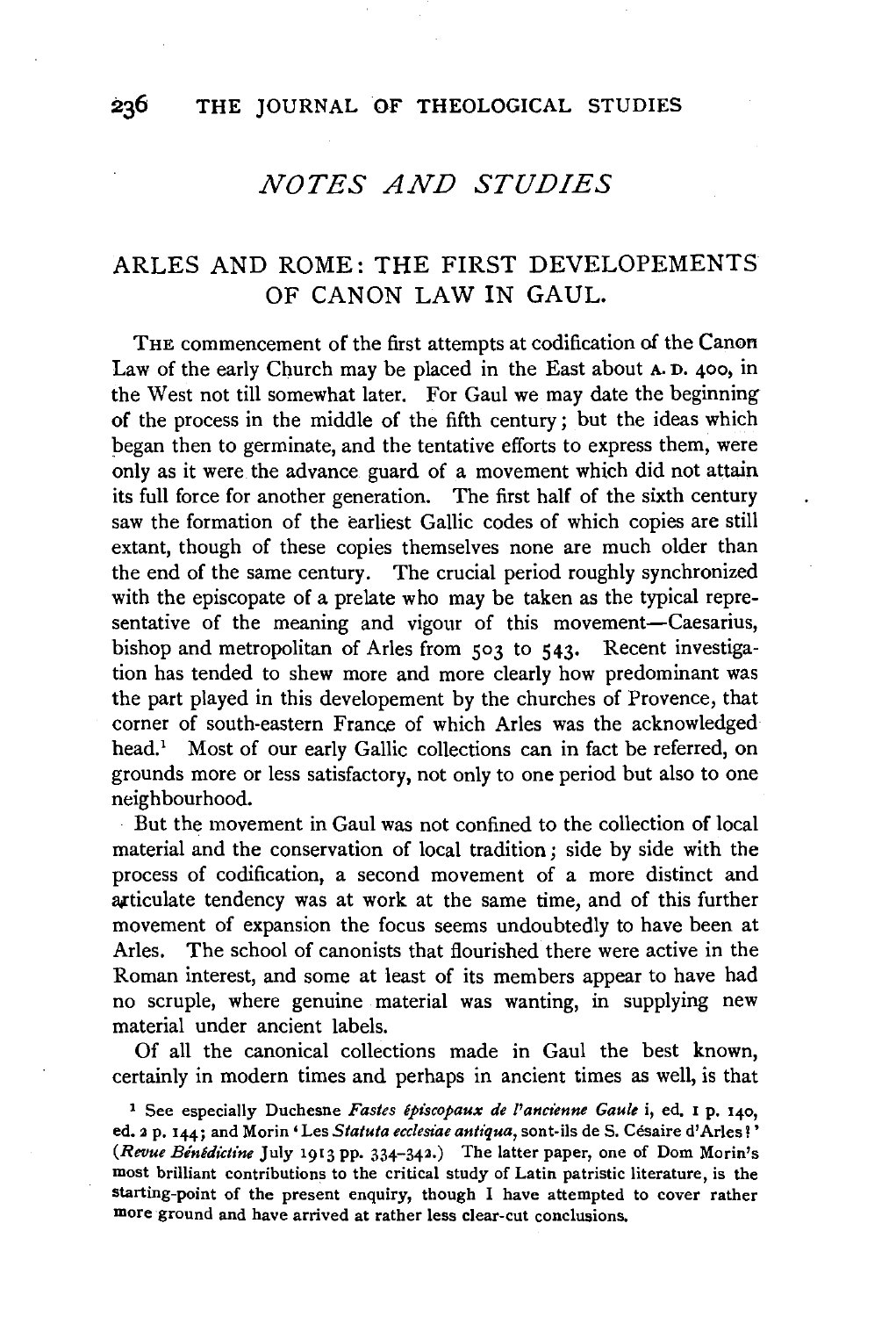## *NOTES AND STUDIES*

# ARLES AND ROME: THE FIRST DEVELOPEMENTS OF CANON LAW IN GAUL.

THE commencement of the first attempts at codification of the Canon Law of the early Church may be placed in the East about A. D. 400, in the West not till somewhat later. For Gaul we may date the beginning of the process in the middle of the fifth century; but the ideas which began then to germinate, and the tentative efforts to express them, were only as it were the advance guard of a movement which did not attain its full force for another generation. The first half of the sixth century saw the formation of the earliest Gallic codes of which copies are still extant, though of these copies themselves none are much older than the end of the same century. The crucial period roughly synchronized with the episcopate of a prelate who may be taken as the typical representative of the meaning and vigour of this movement—Caesarius, bishop and metropolitan of Arles from 503 to 543. Recent investigation has tended to shew more and more clearly how predominant was the part played in this developement by the churches of Provence, that corner of south-eastern France of which Arles was the acknowledged head.[1] Most of our early Gallic collections can in fact be referred, on grounds more or less satisfactory, not only to one period but also to one neighbourhood.

But the movement in Gaul was not confined to the collection of local material and the conservation of local tradition; side by side with the process of codification, a second movement of a more distinct and articulate tendency was at work at the same time, and of this further movement of expansion the focus seems undoubtedly to have been at Arles. The school of canonists that flourished there were active in the Roman interest, and some at least of its members appear to have had no scruple, where genuine material was wanting, in supplying new material under ancient labels.

Of all the canonical collections made in Gaul the best known, certainly in modern times and perhaps in ancient times as well, is that

[1] See especially Duchesne *Fastes épiscopaux de l'ancienne Gaule* i, ed. 1 p. 140, ed. 2 p. 144; and Morin 'Les *Statuta ecclesiae antiqua*, sont-ils de S. Césaire d'Arles?' (*Revue Bénédictine* July 1913 pp. 334–342.) The latter paper, one of Dom Morin's most brilliant contributions to the critical study of Latin patristic literature, is the starting-point of the present enquiry, though I have attempted to cover rather more ground and have arrived at rather less clear-cut conclusions.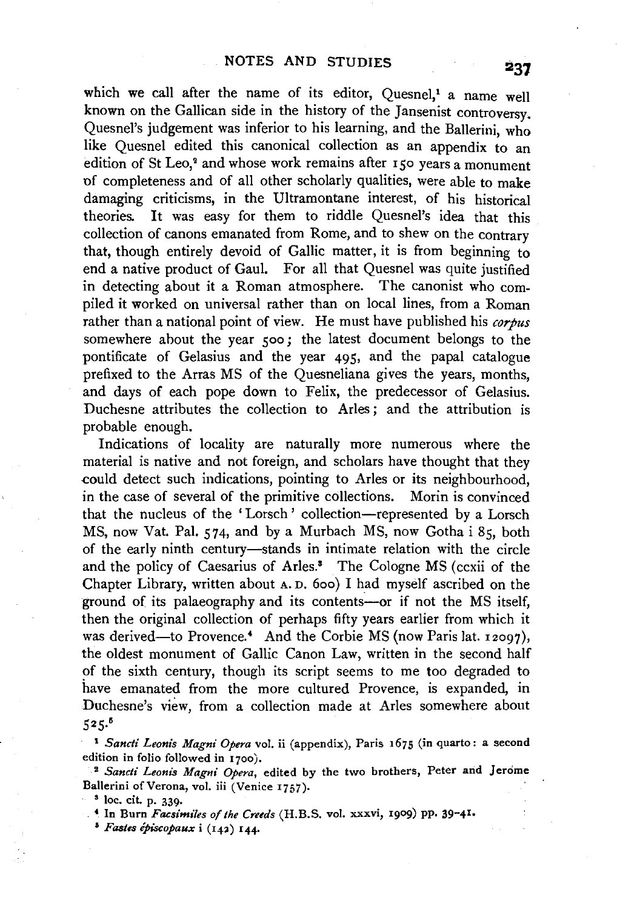which we call after the name of its editor, Quesnel,[1] a name well known on the Gallican side in the history of the Jansenist controversy. Quesnel's judgement was inferior to his learning, and the Ballerini, who like Quesnel edited this canonical collection as an appendix to an edition of St Leo,[2] and whose work remains after 150 years a monument of completeness and of all other scholarly qualities, were able to make damaging criticisms, in the Ultramontane interest, of his historical theories. It was easy for them to riddle Quesnel's idea that this collection of canons emanated from Rome, and to shew on the contrary that, though entirely devoid of Gallic matter, it is from beginning to end a native product of Gaul. For all that Quesnel was quite justified in detecting about it a Roman atmosphere. The canonist who compiled it worked on universal rather than on local lines, from a Roman rather than a national point of view. He must have published his *corpus* somewhere about the year 500; the latest document belongs to the pontificate of Gelasius and the year 495, and the papal catalogue prefixed to the Arras MS of the Quesneliana gives the years, months, and days of each pope down to Felix, the predecessor of Gelasius. Duchesne attributes the collection to Arles; and the attribution is probable enough.

Indications of locality are naturally more numerous where the material is native and not foreign, and scholars have thought that they could detect such indications, pointing to Arles or its neighbourhood, in the case of several of the primitive collections. Morin is convinced that the nucleus of the 'Lorsch' collection—represented by a Lorsch MS, now Vat. Pal. 574, and by a Murbach MS, now Gotha i 85, both of the early ninth century—stands in intimate relation with the circle and the policy of Caesarius of Arles.[3] The Cologne MS (ccxii of the Chapter Library, written about A.D. 600) I had myself ascribed on the ground of its palaeography and its contents—or if not the MS itself, then the original collection of perhaps fifty years earlier from which it was derived—to Provence.[4] And the Corbie MS (now Paris lat. 12097), the oldest monument of Gallic Canon Law, written in the second half of the sixth century, though its script seems to me too degraded to have emanated from the more cultured Provence, is expanded, in Duchesne's view, from a collection made at Arles somewhere about 525.[5]

[1] *Sancti Leonis Magni Opera* vol. ii (appendix), Paris 1675 (in quarto: a second edition in folio followed in 1700).

[2] *Sancti Leonis Magni Opera*, edited by the two brothers, Peter and Jerome Ballerini of Verona, vol. iii (Venice 1757).

[3] loc. cit. p. 339.

[4] In Burn *Facsimiles of the Creeds* (H.B.S. vol. xxxvi, 1909) pp. 39–41.

[5] *Fastes épiscopaux* i (142) 144.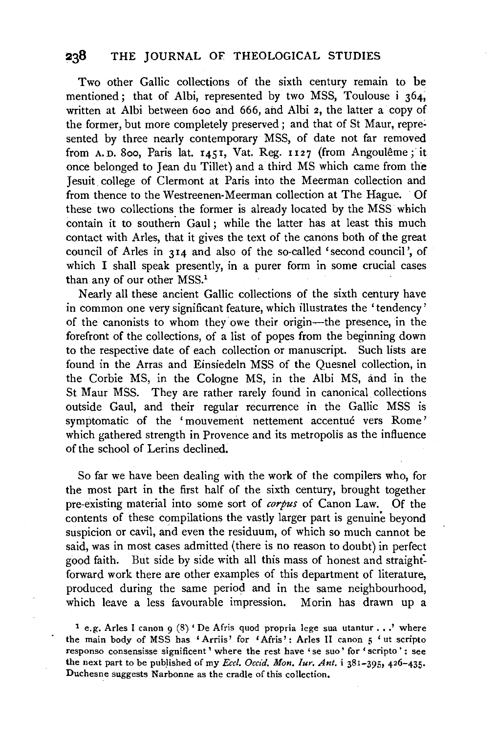Two other Gallic collections of the sixth century remain to be mentioned; that of Albi, represented by two MSS, Toulouse i 364, written at Albi between 600 and 666, and Albi 2, the latter a copy of the former, but more completely preserved; and that of St Maur, represented by three nearly contemporary MSS, of date not far removed from A.D. 800, Paris lat. 1451, Vat. Reg. 1127 (from Angoulême; it once belonged to Jean du Tillet) and a third MS which came from the Jesuit college of Clermont at Paris into the Meerman collection and from thence to the Westreenen-Meerman collection at The Hague. Of these two collections the former is already located by the MSS which contain it to southern Gaul; while the latter has at least this much contact with Arles, that it gives the text of the canons both of the great council of Arles in 314 and also of the so-called 'second council', of which I shall speak presently, in a purer form in some crucial cases than any of our other MSS.[1]

Nearly all these ancient Gallic collections of the sixth century have in common one very significant feature, which illustrates the 'tendency' of the canonists to whom they owe their origin—the presence, in the forefront of the collections, of a list of popes from the beginning down to the respective date of each collection or manuscript. Such lists are found in the Arras and Einsiedeln MSS of the Quesnel collection, in the Corbie MS, in the Cologne MS, in the Albi MS, and in the St Maur MSS. They are rather rarely found in canonical collections outside Gaul, and their regular recurrence in the Gallic MSS is symptomatic of the 'mouvement nettement accentué vers Rome' which gathered strength in Provence and its metropolis as the influence of the school of Lerins declined.

So far we have been dealing with the work of the compilers who, for the most part in the first half of the sixth century, brought together pre-existing material into some sort of *corpus* of Canon Law. Of the contents of these compilations the vastly larger part is genuine beyond suspicion or cavil, and even the residuum, of which so much cannot be said, was in most cases admitted (there is no reason to doubt) in perfect good faith. But side by side with all this mass of honest and straightforward work there are other examples of this department of literature, produced during the same period and in the same neighbourhood, which leave a less favourable impression. Morin has drawn up a

[1] e.g. Arles I canon 9 (8) 'De Afris quod propria lege sua utantur . . .' where the main body of MSS has 'Arriis' for 'Afris': Arles II canon 5 'ut scripto responso consensisse significent' where the rest have 'se suo' for 'scripto': see the next part to be published of my *Eccl. Occid. Mon. Iur. Ant.* i 381–395, 426–435. Duchesne suggests Narbonne as the cradle of this collection.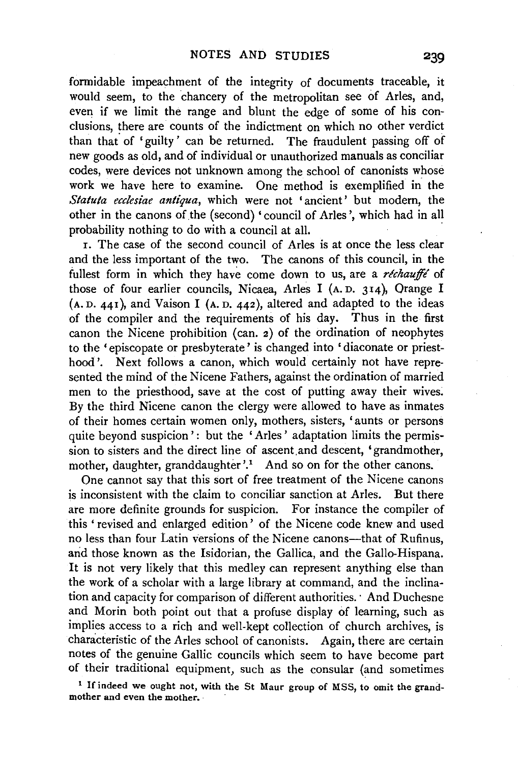formidable impeachment of the integrity of documents traceable, it would seem, to the chancery of the metropolitan see of Arles, and, even if we limit the range and blunt the edge of some of his conclusions, there are counts of the indictment on which no other verdict than that of 'guilty' can be returned. The fraudulent passing off of new goods as old, and of individual or unauthorized manuals as conciliar codes, were devices not unknown among the school of canonists whose work we have here to examine. One method is exemplified in the *Statuta ecclesiae antiqua*, which were not 'ancient' but modern, the other in the canons of the (second) 'council of Arles', which had in all probability nothing to do with a council at all.

1. The case of the second council of Arles is at once the less clear and the less important of the two. The canons of this council, in the fullest form in which they have come down to us, are a *réchauffé* of those of four earlier councils, Nicaea, Arles I (A.D. 314), Orange I (A.D. 441), and Vaison I (A.D. 442), altered and adapted to the ideas of the compiler and the requirements of his day. Thus in the first canon the Nicene prohibition (can. 2) of the ordination of neophytes to the 'episcopate or presbyterate' is changed into 'diaconate or priesthood'. Next follows a canon, which would certainly not have represented the mind of the Nicene Fathers, against the ordination of married men to the priesthood, save at the cost of putting away their wives. By the third Nicene canon the clergy were allowed to have as inmates of their homes certain women only, mothers, sisters, 'aunts or persons quite beyond suspicion': but the 'Arles' adaptation limits the permission to sisters and the direct line of ascent and descent, 'grandmother, mother, daughter, granddaughter'.[1] And so on for the other canons.

One cannot say that this sort of free treatment of the Nicene canons is inconsistent with the claim to conciliar sanction at Arles. But there are more definite grounds for suspicion. For instance the compiler of this 'revised and enlarged edition' of the Nicene code knew and used no less than four Latin versions of the Nicene canons—that of Rufinus, and those known as the Isidorian, the Gallica, and the Gallo-Hispana. It is not very likely that this medley can represent anything else than the work of a scholar with a large library at command, and the inclination and capacity for comparison of different authorities. And Duchesne and Morin both point out that a profuse display of learning, such as implies access to a rich and well-kept collection of church archives, is characteristic of the Arles school of canonists. Again, there are certain notes of the genuine Gallic councils which seem to have become part of their traditional equipment, such as the consular (and sometimes

[1] If indeed we ought not, with the St Maur group of MSS, to omit the grandmother and even the mother.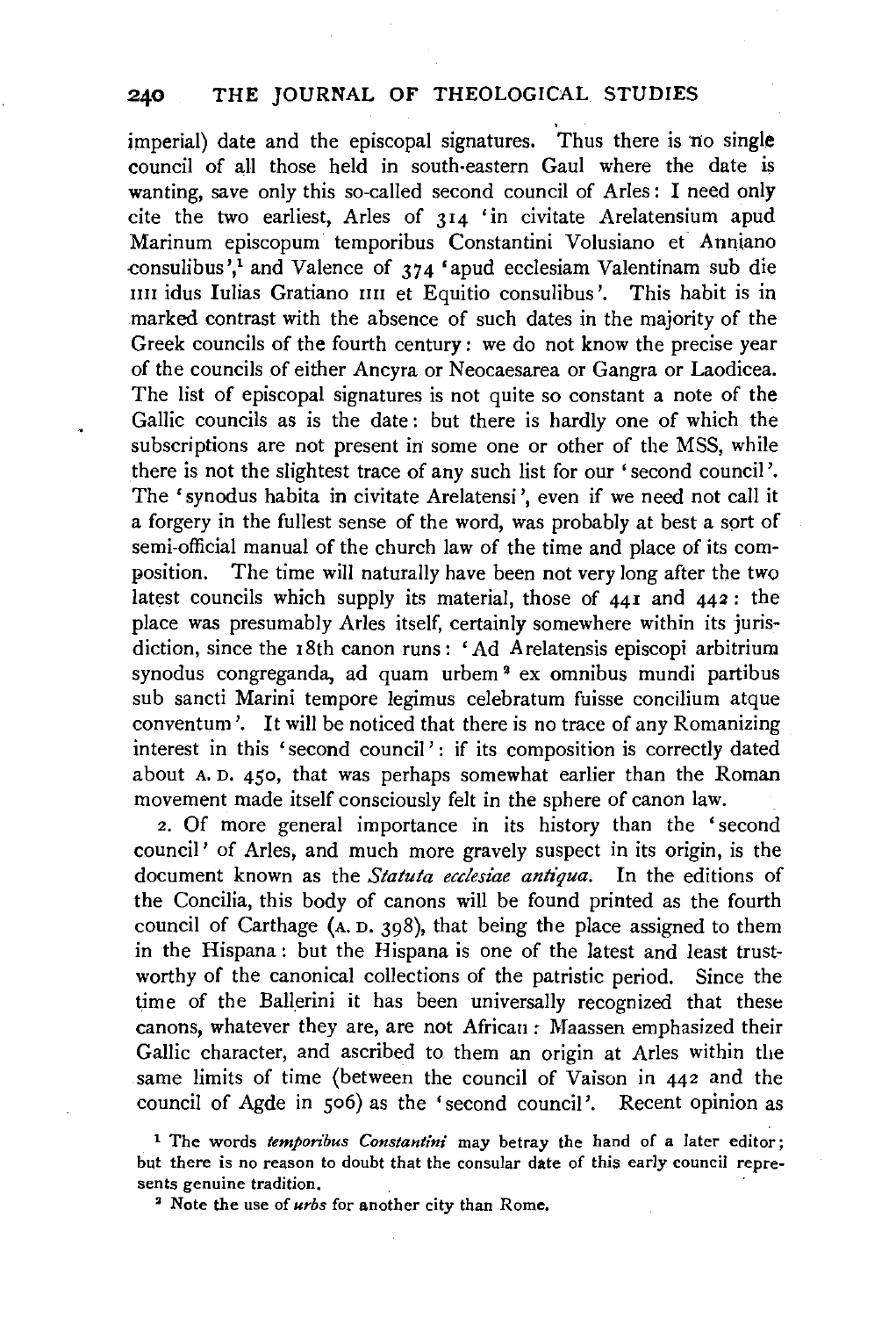imperial) date and the episcopal signatures. Thus there is no single council of all those held in south-eastern Gaul where the date is wanting, save only this so-called second council of Arles: I need only cite the two earliest, Arles of 314 'in civitate Arelatensium apud Marinum episcopum temporibus Constantini Volusiano et Anniano consulibus',[1] and Valence of 374 'apud ecclesiam Valentinam sub die IIII idus Iulias Gratiano IIII et Equitio consulibus'. This habit is in marked contrast with the absence of such dates in the majority of the Greek councils of the fourth century: we do not know the precise year of the councils of either Ancyra or Neocaesarea or Gangra or Laodicea. The list of episcopal signatures is not quite so constant a note of the Gallic councils as is the date: but there is hardly one of which the subscriptions are not present in some one or other of the MSS, while there is not the slightest trace of any such list for our 'second council'. The 'synodus habita in civitate Arelatensi', even if we need not call it a forgery in the fullest sense of the word, was probably at best a sort of semi-official manual of the church law of the time and place of its composition. The time will naturally have been not very long after the two latest councils which supply its material, those of 441 and 442: the place was presumably Arles itself, certainly somewhere within its jurisdiction, since the 18th canon runs: 'Ad Arelatensis episcopi arbitrium synodus congreganda, ad quam urbem[2] ex omnibus mundi partibus sub sancti Marini tempore legimus celebratum fuisse concilium atque conventum'. It will be noticed that there is no trace of any Romanizing interest in this 'second council': if its composition is correctly dated about A. D. 450, that was perhaps somewhat earlier than the Roman movement made itself consciously felt in the sphere of canon law.

2. Of more general importance in its history than the 'second council' of Arles, and much more gravely suspect in its origin, is the document known as the *Statuta ecclesiae antiqua*. In the editions of the Concilia, this body of canons will be found printed as the fourth council of Carthage (A. D. 398), that being the place assigned to them in the Hispana: but the Hispana is one of the latest and least trustworthy of the canonical collections of the patristic period. Since the time of the Ballerini it has been universally recognized that these canons, whatever they are, are not African: Maassen emphasized their Gallic character, and ascribed to them an origin at Arles within the same limits of time (between the council of Vaison in 442 and the council of Agde in 506) as the 'second council'. Recent opinion as

[1] The words *temporibus Constantini* may betray the hand of a later editor; but there is no reason to doubt that the consular date of this early council represents genuine tradition.

[2] Note the use of *urbs* for another city than Rome.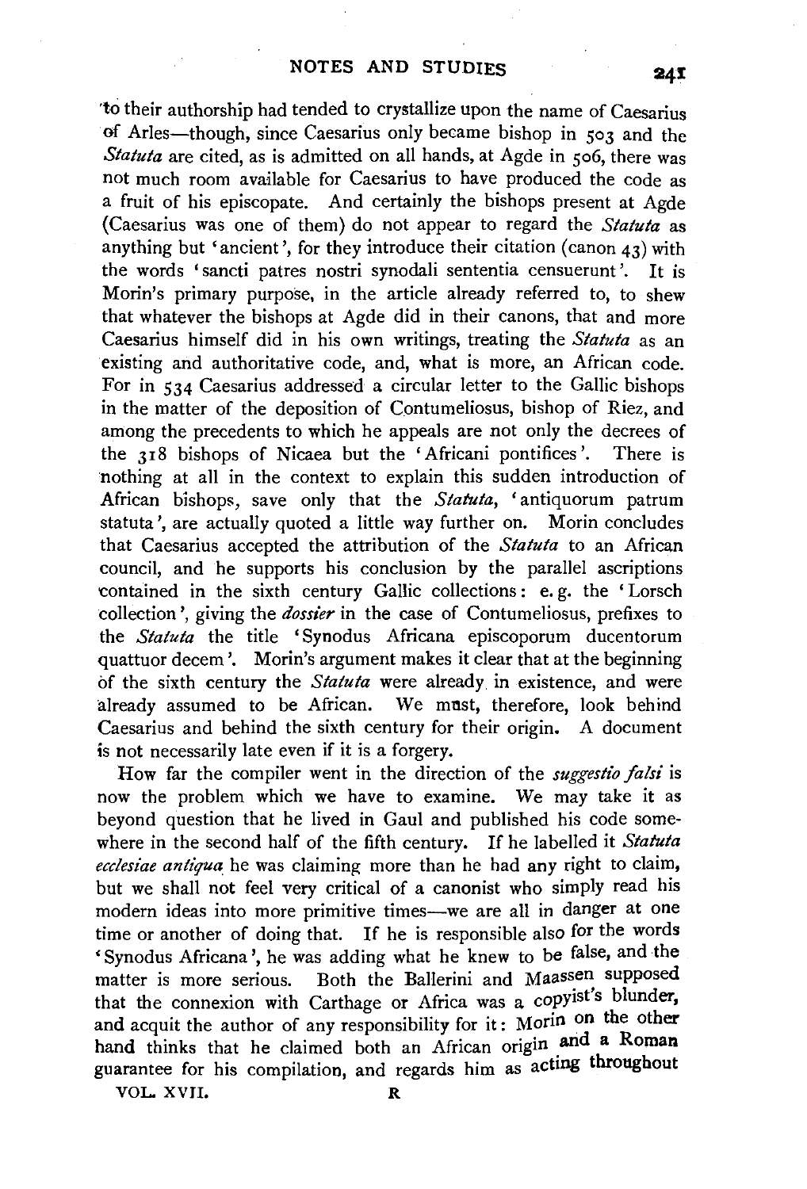to their authorship had tended to crystallize upon the name of Caesarius of Arles—though, since Caesarius only became bishop in 503 and the *Statuta* are cited, as is admitted on all hands, at Agde in 506, there was not much room available for Caesarius to have produced the code as a fruit of his episcopate. And certainly the bishops present at Agde (Caesarius was one of them) do not appear to regard the *Statuta* as anything but 'ancient', for they introduce their citation (canon 43) with the words 'sancti patres nostri synodali sententia censuerunt'. It is Morin's primary purpose, in the article already referred to, to shew that whatever the bishops at Agde did in their canons, that and more Caesarius himself did in his own writings, treating the *Statuta* as an existing and authoritative code, and, what is more, an African code. For in 534 Caesarius addressed a circular letter to the Gallic bishops in the matter of the deposition of Contumeliosus, bishop of Riez, and among the precedents to which he appeals are not only the decrees of the 318 bishops of Nicaea but the 'Africani pontifices'. There is nothing at all in the context to explain this sudden introduction of African bishops, save only that the *Statuta*, 'antiquorum patrum statuta', are actually quoted a little way further on. Morin concludes that Caesarius accepted the attribution of the *Statuta* to an African council, and he supports his conclusion by the parallel ascriptions contained in the sixth century Gallic collections: e.g. the 'Lorsch collection', giving the *dossier* in the case of Contumeliosus, prefixes to the *Statuta* the title 'Synodus Africana episcoporum ducentorum quattuor decem'. Morin's argument makes it clear that at the beginning of the sixth century the *Statuta* were already in existence, and were already assumed to be African. We must, therefore, look behind Caesarius and behind the sixth century for their origin. A document is not necessarily late even if it is a forgery.

How far the compiler went in the direction of the *suggestio falsi* is now the problem which we have to examine. We may take it as beyond question that he lived in Gaul and published his code somewhere in the second half of the fifth century. If he labelled it *Statuta ecclesiae antiqua* he was claiming more than he had any right to claim, but we shall not feel very critical of a canonist who simply read his modern ideas into more primitive times—we are all in danger at one time or another of doing that. If he is responsible also for the words 'Synodus Africana', he was adding what he knew to be false, and the matter is more serious. Both the Ballerini and Maassen supposed that the connexion with Carthage or Africa was a copyist's blunder, and acquit the author of any responsibility for it: Morin on the other hand thinks that he claimed both an African origin and a Roman guarantee for his compilation, and regards him as acting throughout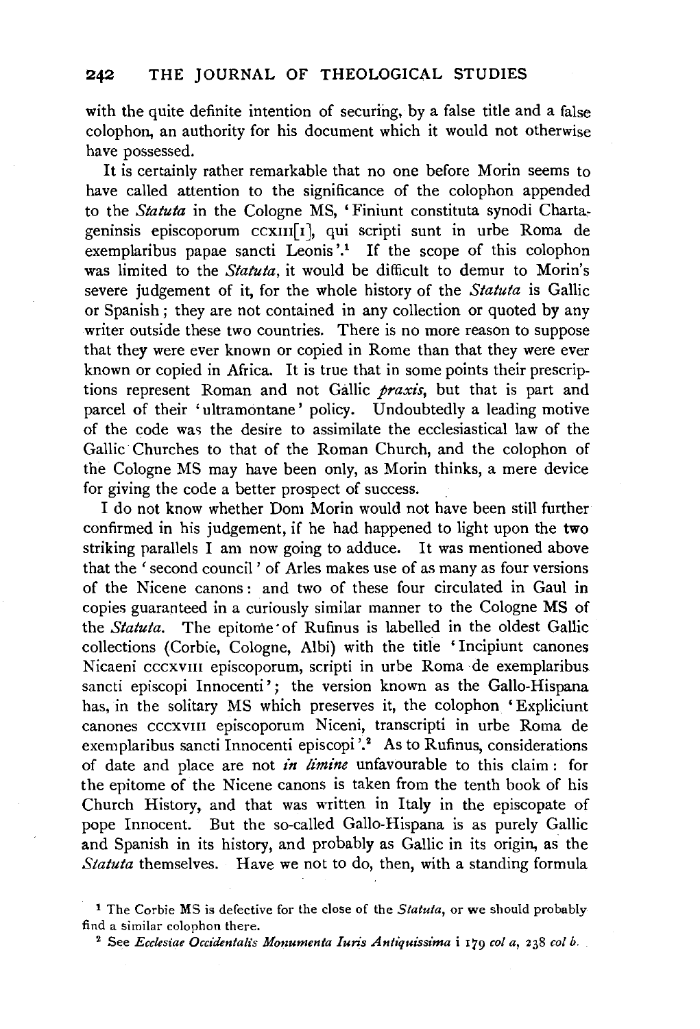with the quite definite intention of securing, by a false title and a false colophon, an authority for his document which it would not otherwise have possessed.

It is certainly rather remarkable that no one before Morin seems to have called attention to the significance of the colophon appended to the *Statuta* in the Cologne MS, 'Finiunt constituta synodi Chartageninsis episcoporum CCXIII[I], qui scripti sunt in urbe Roma de exemplaribus papae sancti Leonis'.[1] If the scope of this colophon was limited to the *Statuta*, it would be difficult to demur to Morin's severe judgement of it, for the whole history of the *Statuta* is Gallic or Spanish; they are not contained in any collection or quoted by any writer outside these two countries. There is no more reason to suppose that they were ever known or copied in Rome than that they were ever known or copied in Africa. It is true that in some points their prescriptions represent Roman and not Gallic *praxis*, but that is part and parcel of their 'ultramontane' policy. Undoubtedly a leading motive of the code was the desire to assimilate the ecclesiastical law of the Gallic Churches to that of the Roman Church, and the colophon of the Cologne MS may have been only, as Morin thinks, a mere device for giving the code a better prospect of success.

I do not know whether Dom Morin would not have been still further confirmed in his judgement, if he had happened to light upon the two striking parallels I am now going to adduce. It was mentioned above that the 'second council' of Arles makes use of as many as four versions of the Nicene canons: and two of these four circulated in Gaul in copies guaranteed in a curiously similar manner to the Cologne MS of the *Statuta*. The epitome of Rufinus is labelled in the oldest Gallic collections (Corbie, Cologne, Albi) with the title 'Incipiunt canones Nicaeni CCCXVIII episcoporum, scripti in urbe Roma de exemplaribus sancti episcopi Innocenti'; the version known as the Gallo-Hispana has, in the solitary MS which preserves it, the colophon 'Expliciunt canones CCCXVIII episcoporum Niceni, transcripti in urbe Roma de exemplaribus sancti Innocenti episcopi'.[2] As to Rufinus, considerations of date and place are not *in limine* unfavourable to this claim: for the epitome of the Nicene canons is taken from the tenth book of his Church History, and that was written in Italy in the episcopate of pope Innocent. But the so-called Gallo-Hispana is as purely Gallic and Spanish in its history, and probably as Gallic in its origin, as the *Statuta* themselves. Have we not to do, then, with a standing formula

[1] The Corbie MS is defective for the close of the *Statuta*, or we should probably find a similar colophon there.

[2] See *Ecclesiae Occidentalis Monumenta Iuris Antiquissima* i 179 *col a*, 238 *col b*.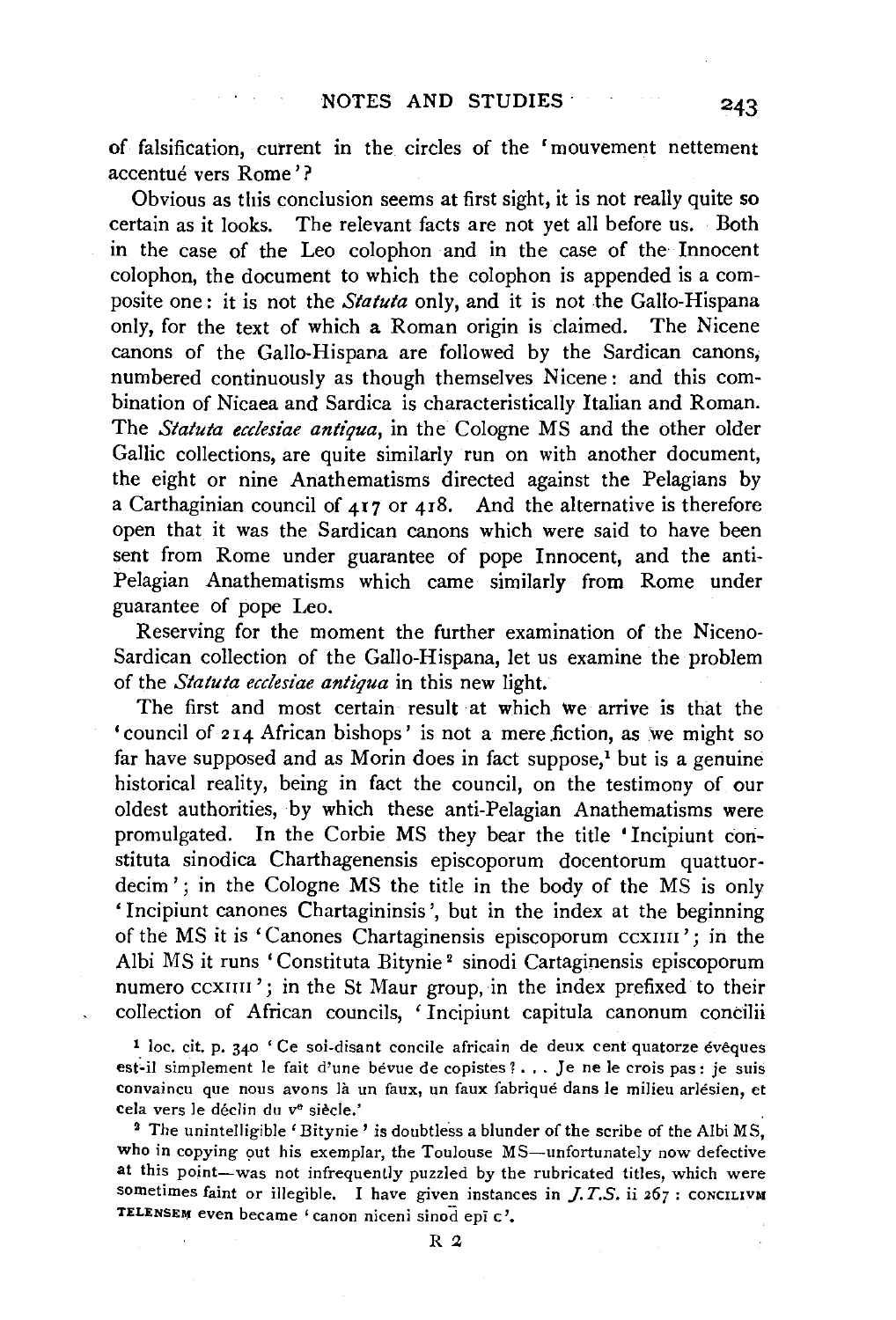of falsification, current in the circles of the 'mouvement nettement accentué vers Rome'?

Obvious as this conclusion seems at first sight, it is not really quite so certain as it looks. The relevant facts are not yet all before us. Both in the case of the Leo colophon and in the case of the Innocent colophon, the document to which the colophon is appended is a composite one: it is not the *Statuta* only, and it is not the Gallo-Hispana only, for the text of which a Roman origin is claimed. The Nicene canons of the Gallo-Hispana are followed by the Sardican canons, numbered continuously as though themselves Nicene: and this combination of Nicaea and Sardica is characteristically Italian and Roman. The *Statuta ecclesiae antiqua*, in the Cologne MS and the other older Gallic collections, are quite similarly run on with another document, the eight or nine Anathematisms directed against the Pelagians by a Carthaginian council of 417 or 418. And the alternative is therefore open that it was the Sardican canons which were said to have been sent from Rome under guarantee of pope Innocent, and the anti-Pelagian Anathematisms which came similarly from Rome under guarantee of pope Leo.

Reserving for the moment the further examination of the Niceno-Sardican collection of the Gallo-Hispana, let us examine the problem of the *Statuta ecclesiae antiqua* in this new light.

The first and most certain result at which we arrive is that the 'council of 214 African bishops' is not a mere fiction, as we might so far have supposed and as Morin does in fact suppose,[1] but is a genuine historical reality, being in fact the council, on the testimony of our oldest authorities, by which these anti-Pelagian Anathematisms were promulgated. In the Corbie MS they bear the title 'Incipiunt constituta sinodica Charthagenensis episcoporum docentorum quattuordecim'; in the Cologne MS the title in the body of the MS is only 'Incipiunt canones Chartagininsis', but in the index at the beginning of the MS it is 'Canones Chartaginensis episcoporum CCXIIII'; in the Albi MS it runs 'Constituta Bitynie[2] sinodi Cartaginensis episcoporum numero CCXIIII'; in the St Maur group, in the index prefixed to their collection of African councils, 'Incipiunt capitula canonum concilii

[1] loc. cit. p. 340 'Ce soi-disant concile africain de deux cent quatorze évêques est-il simplement le fait d'une bévue de copistes? . . . Je ne le crois pas: je suis convaincu que nous avons là un faux, un faux fabriqué dans le milieu arlésien, et cela vers le déclin du v[e] siècle.'

[2] The unintelligible 'Bitynie' is doubtless a blunder of the scribe of the Albi MS, who in copying out his exemplar, the Toulouse MS—unfortunately now defective at this point—was not infrequently puzzled by the rubricated titles, which were sometimes faint or illegible. I have given instances in *J.T.S.* ii 267: CONCILIVM TELENSEM even became 'canon niceni sinod epī c'.

R 2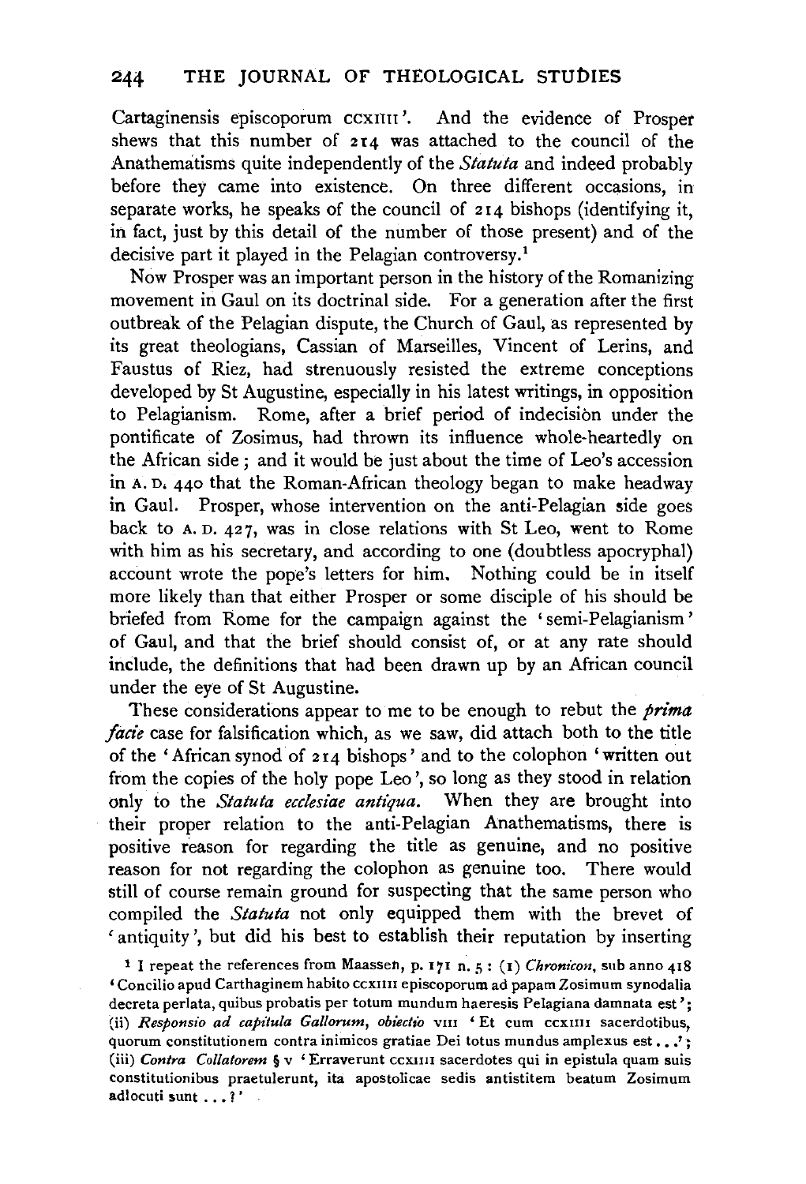Cartaginensis episcoporum CCXIIII'. And the evidence of Prosper shews that this number of 214 was attached to the council of the Anathematisms quite independently of the *Statuta* and indeed probably before they came into existence. On three different occasions, in separate works, he speaks of the council of 214 bishops (identifying it, in fact, just by this detail of the number of those present) and of the decisive part it played in the Pelagian controversy.[1]

Now Prosper was an important person in the history of the Romanizing movement in Gaul on its doctrinal side. For a generation after the first outbreak of the Pelagian dispute, the Church of Gaul, as represented by its great theologians, Cassian of Marseilles, Vincent of Lerins, and Faustus of Riez, had strenuously resisted the extreme conceptions developed by St Augustine, especially in his latest writings, in opposition to Pelagianism. Rome, after a brief period of indecision under the pontificate of Zosimus, had thrown its influence whole-heartedly on the African side; and it would be just about the time of Leo's accession in A. D. 440 that the Roman-African theology began to make headway in Gaul. Prosper, whose intervention on the anti-Pelagian side goes back to A. D. 427, was in close relations with St Leo, went to Rome with him as his secretary, and according to one (doubtless apocryphal) account wrote the pope's letters for him. Nothing could be in itself more likely than that either Prosper or some disciple of his should be briefed from Rome for the campaign against the 'semi-Pelagianism' of Gaul, and that the brief should consist of, or at any rate should include, the definitions that had been drawn up by an African council under the eye of St Augustine.

These considerations appear to me to be enough to rebut the *prima facie* case for falsification which, as we saw, did attach both to the title of the 'African synod of 214 bishops' and to the colophon 'written out from the copies of the holy pope Leo', so long as they stood in relation only to the *Statuta ecclesiae antiqua*. When they are brought into their proper relation to the anti-Pelagian Anathematisms, there is positive reason for regarding the title as genuine, and no positive reason for not regarding the colophon as genuine too. There would still of course remain ground for suspecting that the same person who compiled the *Statuta* not only equipped them with the brevet of 'antiquity', but did his best to establish their reputation by inserting

[1] I repeat the references from Maassen, p. 171 n. 5: (i) *Chronicon*, sub anno 418 'Concilio apud Carthaginem habito CCXIIII episcoporum ad papam Zosimum synodalia decreta perlata, quibus probatis per totum mundum haeresis Pelagiana damnata est'; (ii) *Responsio ad capitula Gallorum*, *obiectio* VIII 'Et cum CCXIIII sacerdotibus, quorum constitutionem contra inimicos gratiae Dei totus mundus amplexus est...'; (iii) *Contra Collatorem* § v 'Erraverunt CCXIIII sacerdotes qui in epistula quam suis constitutionibus praetulerunt, ita apostolicae sedis antistitem beatum Zosimum adlocuti sunt...?'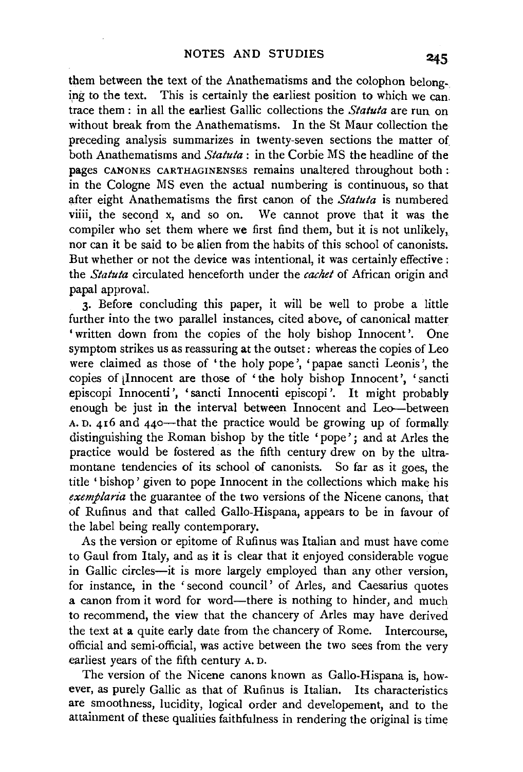them between the text of the Anathematisms and the colophon belonging to the text. This is certainly the earliest position to which we can trace them: in all the earliest Gallic collections the *Statuta* are run on without break from the Anathematisms. In the St Maur collection the preceding analysis summarizes in twenty-seven sections the matter of both Anathematisms and *Statuta*: in the Corbie MS the headline of the pages CANONES CARTHAGINENSES remains unaltered throughout both: in the Cologne MS even the actual numbering is continuous, so that after eight Anathematisms the first canon of the *Statuta* is numbered viiii, the second x, and so on. We cannot prove that it was the compiler who set them where we first find them, but it is not unlikely, nor can it be said to be alien from the habits of this school of canonists. But whether or not the device was intentional, it was certainly effective: the *Statuta* circulated henceforth under the *cachet* of African origin and papal approval.

3. Before concluding this paper, it will be well to probe a little further into the two parallel instances, cited above, of canonical matter 'written down from the copies of the holy bishop Innocent'. One symptom strikes us as reassuring at the outset: whereas the copies of Leo were claimed as those of 'the holy pope', 'papae sancti Leonis', the copies of Innocent are those of 'the holy bishop Innocent', 'sancti episcopi Innocenti', 'sancti Innocenti episcopi'. It might probably enough be just in the interval between Innocent and Leo—between A. D. 416 and 440—that the practice would be growing up of formally distinguishing the Roman bishop by the title 'pope'; and at Arles the practice would be fostered as the fifth century drew on by the ultramontane tendencies of its school of canonists. So far as it goes, the title 'bishop' given to pope Innocent in the collections which make his *exemplaria* the guarantee of the two versions of the Nicene canons, that of Rufinus and that called Gallo-Hispana, appears to be in favour of the label being really contemporary.

As the version or epitome of Rufinus was Italian and must have come to Gaul from Italy, and as it is clear that it enjoyed considerable vogue in Gallic circles—it is more largely employed than any other version, for instance, in the 'second council' of Arles, and Caesarius quotes a canon from it word for word—there is nothing to hinder, and much to recommend, the view that the chancery of Arles may have derived the text at a quite early date from the chancery of Rome. Intercourse, official and semi-official, was active between the two sees from the very earliest years of the fifth century A. D.

The version of the Nicene canons known as Gallo-Hispana is, however, as purely Gallic as that of Rufinus is Italian. Its characteristics are smoothness, lucidity, logical order and developement, and to the attainment of these qualities faithfulness in rendering the original is time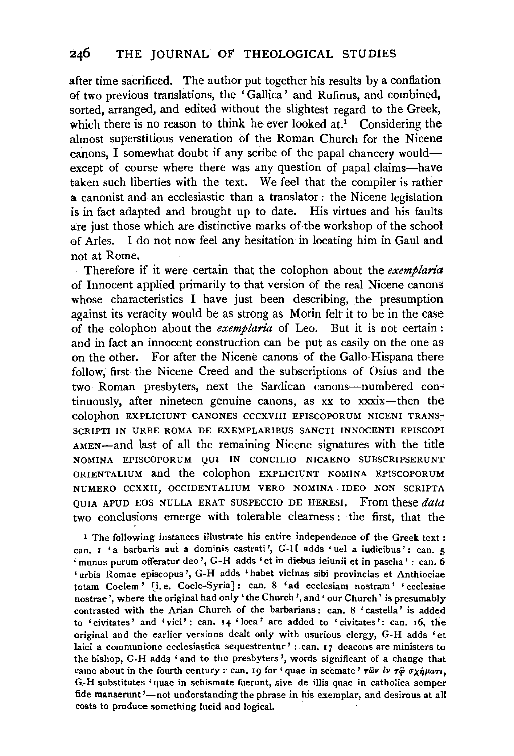after time sacrificed. The author put together his results by a conflation of two previous translations, the 'Gallica' and Rufinus, and combined, sorted, arranged, and edited without the slightest regard to the Greek, which there is no reason to think he ever looked at.[1] Considering the almost superstitious veneration of the Roman Church for the Nicene canons, I somewhat doubt if any scribe of the papal chancery would—except of course where there was any question of papal claims—have taken such liberties with the text. We feel that the compiler is rather a canonist and an ecclesiastic than a translator: the Nicene legislation is in fact adapted and brought up to date. His virtues and his faults are just those which are distinctive marks of the workshop of the school of Arles. I do not now feel any hesitation in locating him in Gaul and not at Rome.

Therefore if it were certain that the colophon about the *exemplaria* of Innocent applied primarily to that version of the real Nicene canons whose characteristics I have just been describing, the presumption against its veracity would be as strong as Morin felt it to be in the case of the colophon about the *exemplaria* of Leo. But it is not certain: and in fact an innocent construction can be put as easily on the one as on the other. For after the Nicene canons of the Gallo-Hispana there follow, first the Nicene Creed and the subscriptions of Osius and the two Roman presbyters, next the Sardican canons—numbered continuously, after nineteen genuine canons, as xx to xxxix—then the colophon EXPLICIUNT CANONES CCCXVIII EPISCOPORUM NICENI TRANSCRIPTI IN URBE ROMA DE EXEMPLARIBUS SANCTI INNOCENTI EPISCOPI AMEN—and last of all the remaining Nicene signatures with the title NOMINA EPISCOPORUM QUI IN CONCILIO NICAENO SUBSCRIPSERUNT ORIENTALIUM and the colophon EXPLICIUNT NOMINA EPISCOPORUM NUMERO CCXXII, OCCIDENTALIUM VERO NOMINA IDEO NON SCRIPTA QUIA APUD EOS NULLA ERAT SUSPECCIO DE HERESI. From these *data* two conclusions emerge with tolerable clearness: the first, that the

[1] The following instances illustrate his entire independence of the Greek text: can. 1 'a barbaris aut a dominis castrati', G-H adds 'uel a iudicibus': can. 5 'munus purum offeratur deo', G-H adds 'et in diebus ieiunii et in pascha': can. 6 'urbis Romae episcopus', G-H adds 'habet vicinas sibi provincias et Anthiociae totam Coelem' [i.e. Coele-Syria]: can. 8 'ad ecclesiam nostram' 'ecclesiae nostrae', where the original had only 'the Church', and 'our Church' is presumably contrasted with the Arian Church of the barbarians: can. 8 'castella' is added to 'civitates' and 'vici': can. 14 'loca' are added to 'civitates': can. 16, the original and the earlier versions dealt only with usurious clergy, G-H adds 'et laici a communione ecclesiastica sequestrentur': can. 17 deacons are ministers to the bishop, G-H adds 'and to the presbyters', words significant of a change that came about in the fourth century: can. 19 for 'quae in scemate' τῶν ἐν τῷ σχήματι, G-H substitutes 'quae in schismate fuerunt, sive de illis quae in catholica semper fide manserunt'—not understanding the phrase in his exemplar, and desirous at all costs to produce something lucid and logical.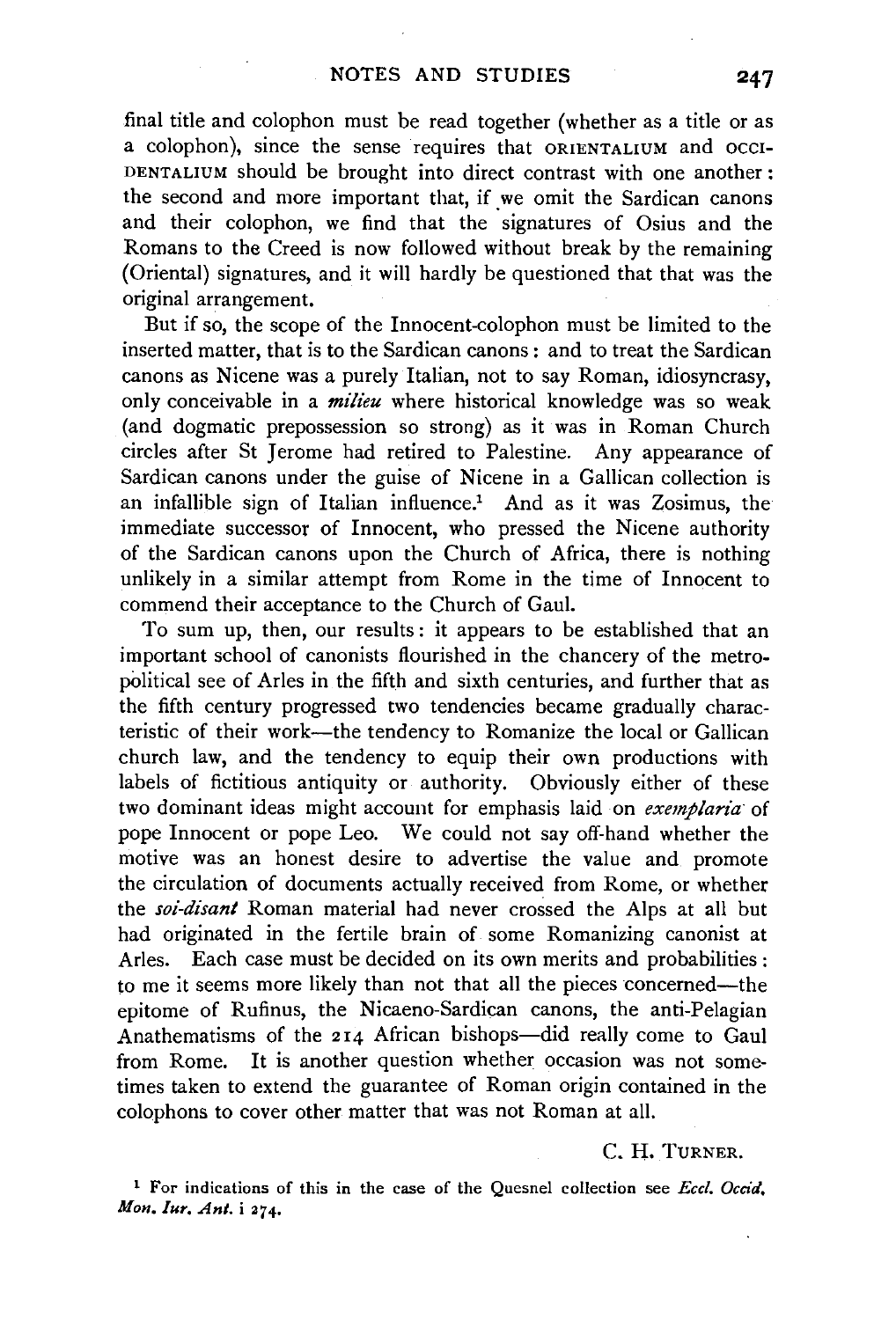final title and colophon must be read together (whether as a title or as a colophon), since the sense requires that ORIENTALIUM and OCCIDENTALIUM should be brought into direct contrast with one another: the second and more important that, if we omit the Sardican canons and their colophon, we find that the signatures of Osius and the Romans to the Creed is now followed without break by the remaining (Oriental) signatures, and it will hardly be questioned that that was the original arrangement.

But if so, the scope of the Innocent-colophon must be limited to the inserted matter, that is to the Sardican canons: and to treat the Sardican canons as Nicene was a purely Italian, not to say Roman, idiosyncrasy, only conceivable in a *milieu* where historical knowledge was so weak (and dogmatic prepossession so strong) as it was in Roman Church circles after St Jerome had retired to Palestine. Any appearance of Sardican canons under the guise of Nicene in a Gallican collection is an infallible sign of Italian influence.[1] And as it was Zosimus, the immediate successor of Innocent, who pressed the Nicene authority of the Sardican canons upon the Church of Africa, there is nothing unlikely in a similar attempt from Rome in the time of Innocent to commend their acceptance to the Church of Gaul.

To sum up, then, our results: it appears to be established that an important school of canonists flourished in the chancery of the metropolitical see of Arles in the fifth and sixth centuries, and further that as the fifth century progressed two tendencies became gradually characteristic of their work—the tendency to Romanize the local or Gallican church law, and the tendency to equip their own productions with labels of fictitious antiquity or authority. Obviously either of these two dominant ideas might account for emphasis laid on *exemplaria* of pope Innocent or pope Leo. We could not say off-hand whether the motive was an honest desire to advertise the value and promote the circulation of documents actually received from Rome, or whether the *soi-disant* Roman material had never crossed the Alps at all but had originated in the fertile brain of some Romanizing canonist at Arles. Each case must be decided on its own merits and probabilities: to me it seems more likely than not that all the pieces concerned—the epitome of Rufinus, the Nicaeno-Sardican canons, the anti-Pelagian Anathematisms of the 214 African bishops—did really come to Gaul from Rome. It is another question whether occasion was not sometimes taken to extend the guarantee of Roman origin contained in the colophons to cover other matter that was not Roman at all.

C. H. TURNER.

[1] For indications of this in the case of the Quesnel collection see *Eccl. Occid. Mon. Iur. Ant.* i 274.